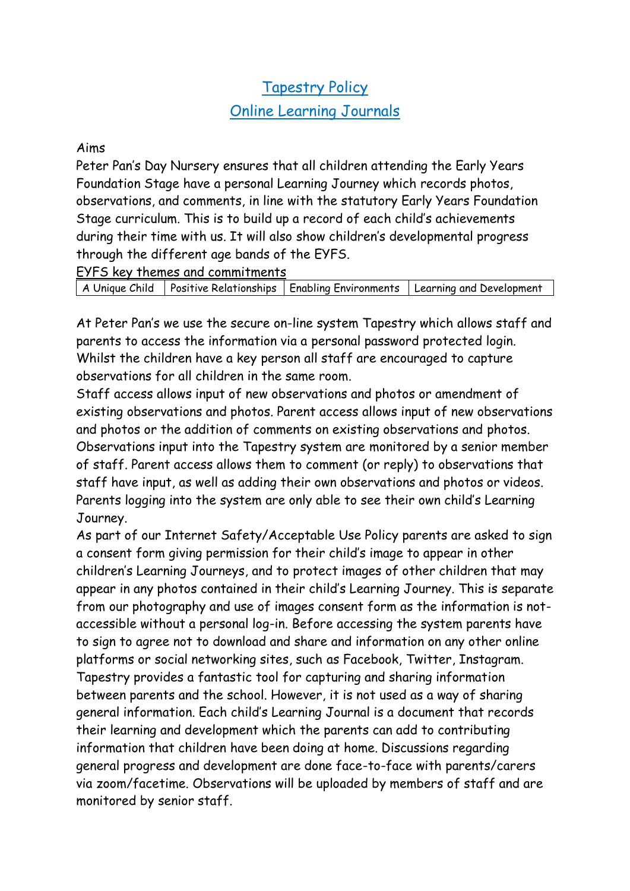# Tapestry Policy

## Online Learning Journals

Aims

Peter Pan's Day Nursery ensures that all children attending the Early Years Foundation Stage have a personal Learning Journey which records photos, observations, and comments, in line with the statutory Early Years Foundation Stage curriculum. This is to build up a record of each child's achievements during their time with us. It will also show children's developmental progress through the different age bands of the EYFS.

EYFS key themes and commitments

| A Unique Child | Positive Relationships | Enabling Environments | Learning and Development |
|---|---|---|---|

At Peter Pan's we use the secure on-line system Tapestry which allows staff and parents to access the information via a personal password protected login. Whilst the children have a key person all staff are encouraged to capture observations for all children in the same room.

Staff access allows input of new observations and photos or amendment of existing observations and photos. Parent access allows input of new observations and photos or the addition of comments on existing observations and photos. Observations input into the Tapestry system are monitored by a senior member of staff. Parent access allows them to comment (or reply) to observations that staff have input, as well as adding their own observations and photos or videos. Parents logging into the system are only able to see their own child's Learning Journey.

As part of our Internet Safety/Acceptable Use Policy parents are asked to sign a consent form giving permission for their child's image to appear in other children's Learning Journeys, and to protect images of other children that may appear in any photos contained in their child's Learning Journey. This is separate from our photography and use of images consent form as the information is not-accessible without a personal log-in. Before accessing the system parents have to sign to agree not to download and share and information on any other online platforms or social networking sites, such as Facebook, Twitter, Instagram. Tapestry provides a fantastic tool for capturing and sharing information between parents and the school. However, it is not used as a way of sharing general information. Each child's Learning Journal is a document that records their learning and development which the parents can add to contributing information that children have been doing at home. Discussions regarding general progress and development are done face-to-face with parents/carers via zoom/facetime. Observations will be uploaded by members of staff and are monitored by senior staff.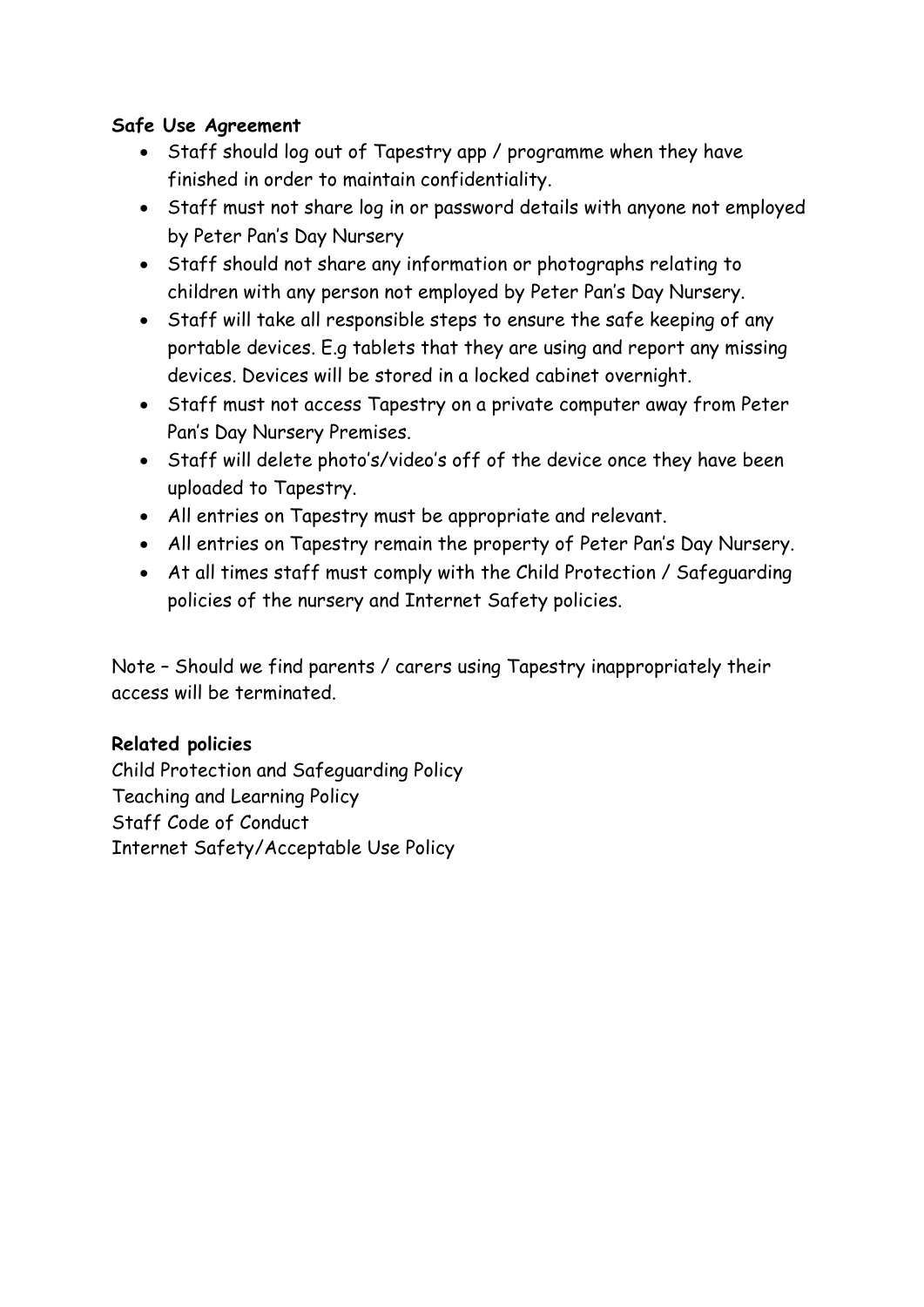**Safe Use Agreement**

- Staff should log out of Tapestry app / programme when they have finished in order to maintain confidentiality.
- Staff must not share log in or password details with anyone not employed by Peter Pan's Day Nursery
- Staff should not share any information or photographs relating to children with any person not employed by Peter Pan's Day Nursery.
- Staff will take all responsible steps to ensure the safe keeping of any portable devices. E.g tablets that they are using and report any missing devices. Devices will be stored in a locked cabinet overnight.
- Staff must not access Tapestry on a private computer away from Peter Pan's Day Nursery Premises.
- Staff will delete photo's/video's off of the device once they have been uploaded to Tapestry.
- All entries on Tapestry must be appropriate and relevant.
- All entries on Tapestry remain the property of Peter Pan's Day Nursery.
- At all times staff must comply with the Child Protection / Safeguarding policies of the nursery and Internet Safety policies.

Note – Should we find parents / carers using Tapestry inappropriately their access will be terminated.

**Related policies**

Child Protection and Safeguarding Policy
Teaching and Learning Policy
Staff Code of Conduct
Internet Safety/Acceptable Use Policy